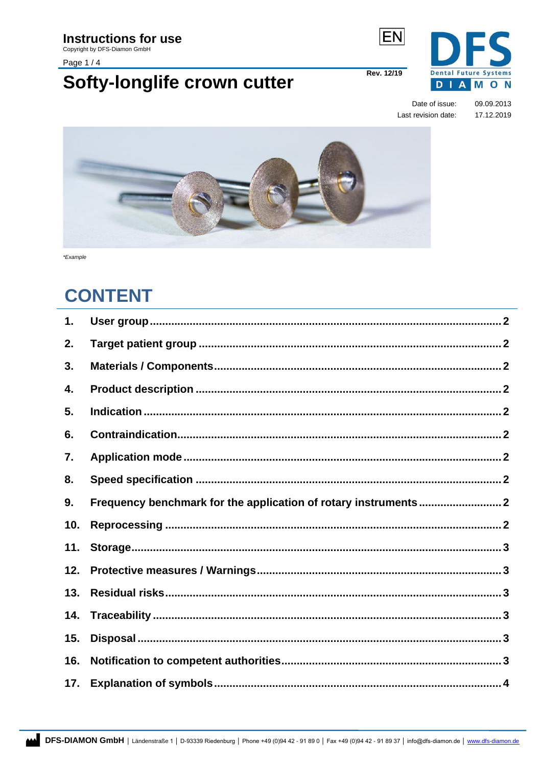# Instructions for use

Copyright by DFS-Diamon GmbH

EN

Rev. 12/19

# Softy-longlife crown cutter

Date of issue: 09.09.2013

Last revision date: 17.12.2019

*Example

## CONTENT

| | | |
|---|---|---|
| 1. | User group | 2 |
| 2. | Target patient group | 2 |
| 3. | Materials / Components | 2 |
| 4. | Product description | 2 |
| 5. | Indication | 2 |
| 6. | Contraindication | 2 |
| 7. | Application mode | 2 |
| 8. | Speed specification | 2 |
| 9. | Frequency benchmark for the application of rotary instruments | 2 |
| 10. | Reprocessing | 2 |
| 11. | Storage | 3 |
| 12. | Protective measures / Warnings | 3 |
| 13. | Residual risks | 3 |
| 14. | Traceability | 3 |
| 15. | Disposal | 3 |
| 16. | Notification to competent authorities | 3 |
| 17. | Explanation of symbols | 4 |

**DFS-DIAMON GmbH** | Ländenstraße 1 | D-93339 Riedenburg | Phone +49 (0)94 42 - 91 89 0 | Fax +49 (0)94 42 - 91 89 37 | info@dfs-diamon.de | www.dfs-diamon.de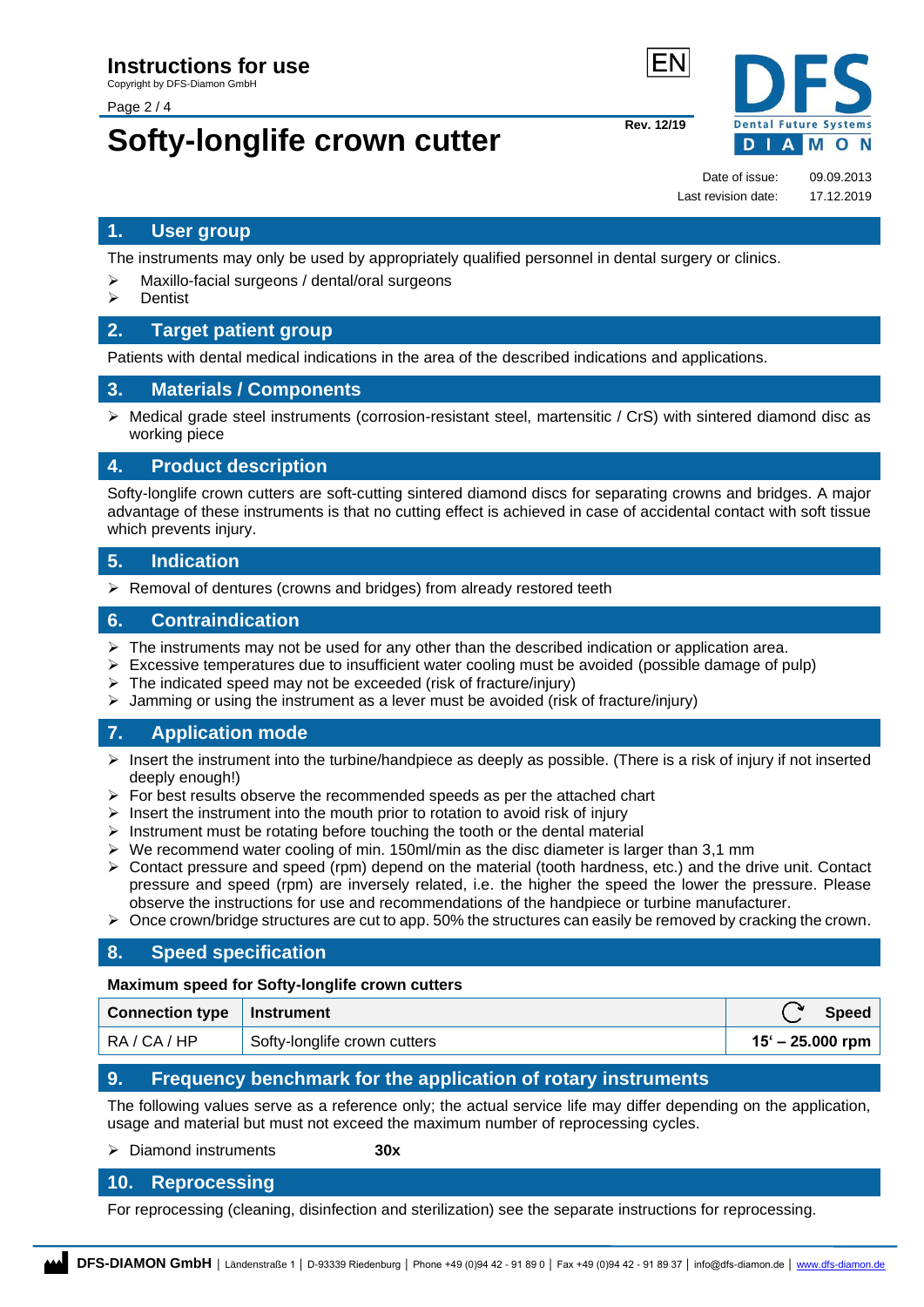# Instructions for use

Copyright by DFS-Diamon GmbH

EN

# Softy-longlife crown cutter

Rev. 12/19

| | |
|---|---|
| Date of issue: | 09.09.2013 |
| Last revision date: | 17.12.2019 |

## 1. User group

The instruments may only be used by appropriately qualified personnel in dental surgery or clinics.

- Maxillo-facial surgeons / dental/oral surgeons
- Dentist

## 2. Target patient group

Patients with dental medical indications in the area of the described indications and applications.

## 3. Materials / Components

- Medical grade steel instruments (corrosion-resistant steel, martensitic / CrS) with sintered diamond disc as working piece

## 4. Product description

Softy-longlife crown cutters are soft-cutting sintered diamond discs for separating crowns and bridges. A major advantage of these instruments is that no cutting effect is achieved in case of accidental contact with soft tissue which prevents injury.

## 5. Indication

- Removal of dentures (crowns and bridges) from already restored teeth

## 6. Contraindication

- The instruments may not be used for any other than the described indication or application area.
- Excessive temperatures due to insufficient water cooling must be avoided (possible damage of pulp)
- The indicated speed may not be exceeded (risk of fracture/injury)
- Jamming or using the instrument as a lever must be avoided (risk of fracture/injury)

## 7. Application mode

- Insert the instrument into the turbine/handpiece as deeply as possible. (There is a risk of injury if not inserted deeply enough!)
- For best results observe the recommended speeds as per the attached chart
- Insert the instrument into the mouth prior to rotation to avoid risk of injury
- Instrument must be rotating before touching the tooth or the dental material
- We recommend water cooling of min. 150ml/min as the disc diameter is larger than 3,1 mm
- Contact pressure and speed (rpm) depend on the material (tooth hardness, etc.) and the drive unit. Contact pressure and speed (rpm) are inversely related, i.e. the higher the speed the lower the pressure. Please observe the instructions for use and recommendations of the handpiece or turbine manufacturer.
- Once crown/bridge structures are cut to app. 50% the structures can easily be removed by cracking the crown.

## 8. Speed specification

**Maximum speed for Softy-longlife crown cutters**

| Connection type | Instrument | Speed |
|---|---|---|
| RA / CA / HP | Softy-longlife crown cutters | **15' – 25.000 rpm** |

## 9. Frequency benchmark for the application of rotary instruments

The following values serve as a reference only; the actual service life may differ depending on the application, usage and material but must not exceed the maximum number of reprocessing cycles.

- Diamond instruments **30x**

## 10. Reprocessing

For reprocessing (cleaning, disinfection and sterilization) see the separate instructions for reprocessing.

**DFS-DIAMON GmbH** | Ländenstraße 1 | D-93339 Riedenburg | Phone +49 (0)94 42 - 91 89 0 | Fax +49 (0)94 42 - 91 89 37 | info@dfs-diamon.de | www.dfs-diamon.de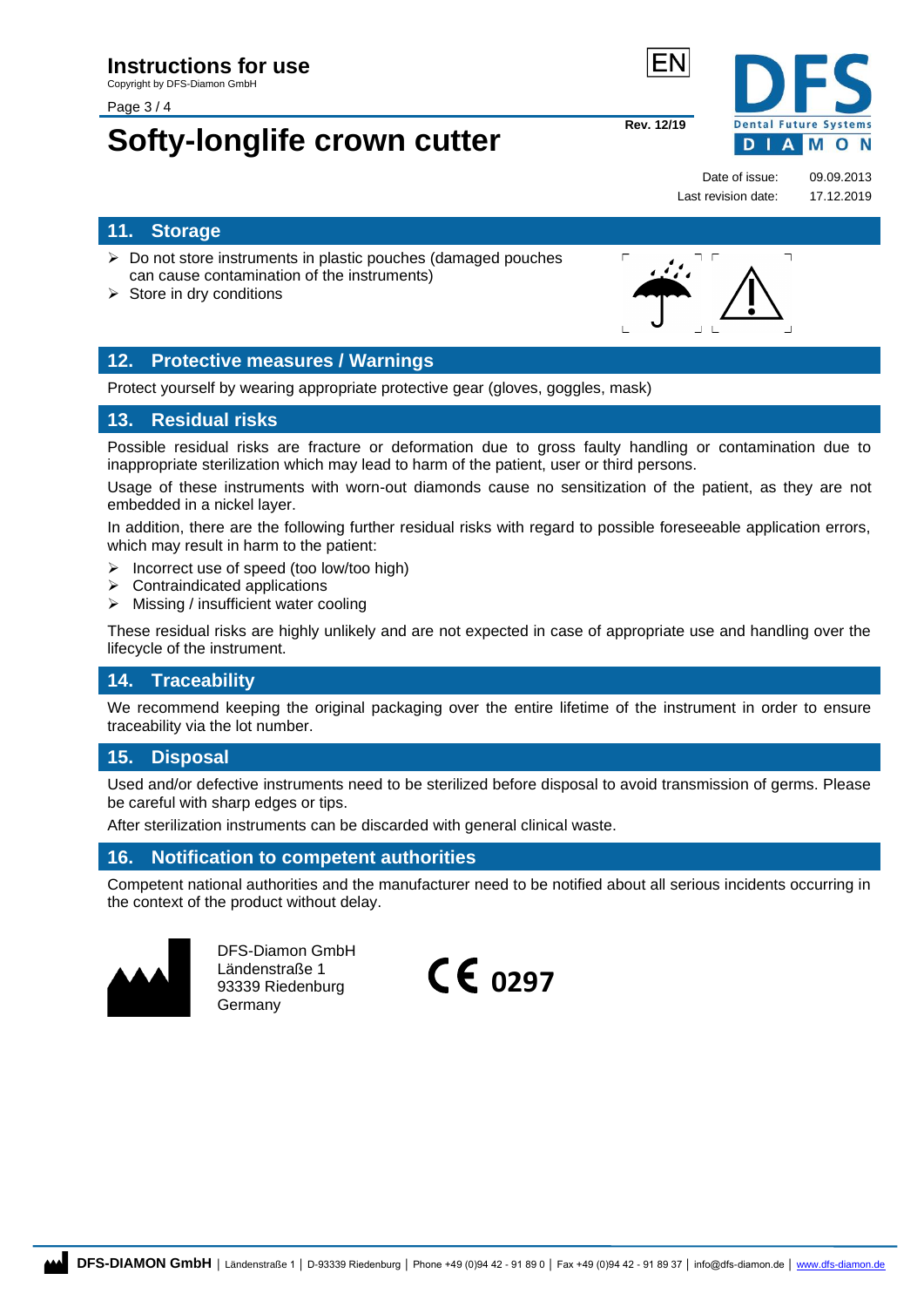## 11. Storage

- Do not store instruments in plastic pouches (damaged pouches can cause contamination of the instruments)
- Store in dry conditions

## 12. Protective measures / Warnings

Protect yourself by wearing appropriate protective gear (gloves, goggles, mask)

## 13. Residual risks

Possible residual risks are fracture or deformation due to gross faulty handling or contamination due to inappropriate sterilization which may lead to harm of the patient, user or third persons.

Usage of these instruments with worn-out diamonds cause no sensitization of the patient, as they are not embedded in a nickel layer.

In addition, there are the following further residual risks with regard to possible foreseeable application errors, which may result in harm to the patient:

- Incorrect use of speed (too low/too high)
- Contraindicated applications
- Missing / insufficient water cooling

These residual risks are highly unlikely and are not expected in case of appropriate use and handling over the lifecycle of the instrument.

## 14. Traceability

We recommend keeping the original packaging over the entire lifetime of the instrument in order to ensure traceability via the lot number.

## 15. Disposal

Used and/or defective instruments need to be sterilized before disposal to avoid transmission of germs. Please be careful with sharp edges or tips.

After sterilization instruments can be discarded with general clinical waste.

## 16. Notification to competent authorities

Competent national authorities and the manufacturer need to be notified about all serious incidents occurring in the context of the product without delay.

DFS-Diamon GmbH
Ländenstraße 1
93339 Riedenburg
Germany

CE 0297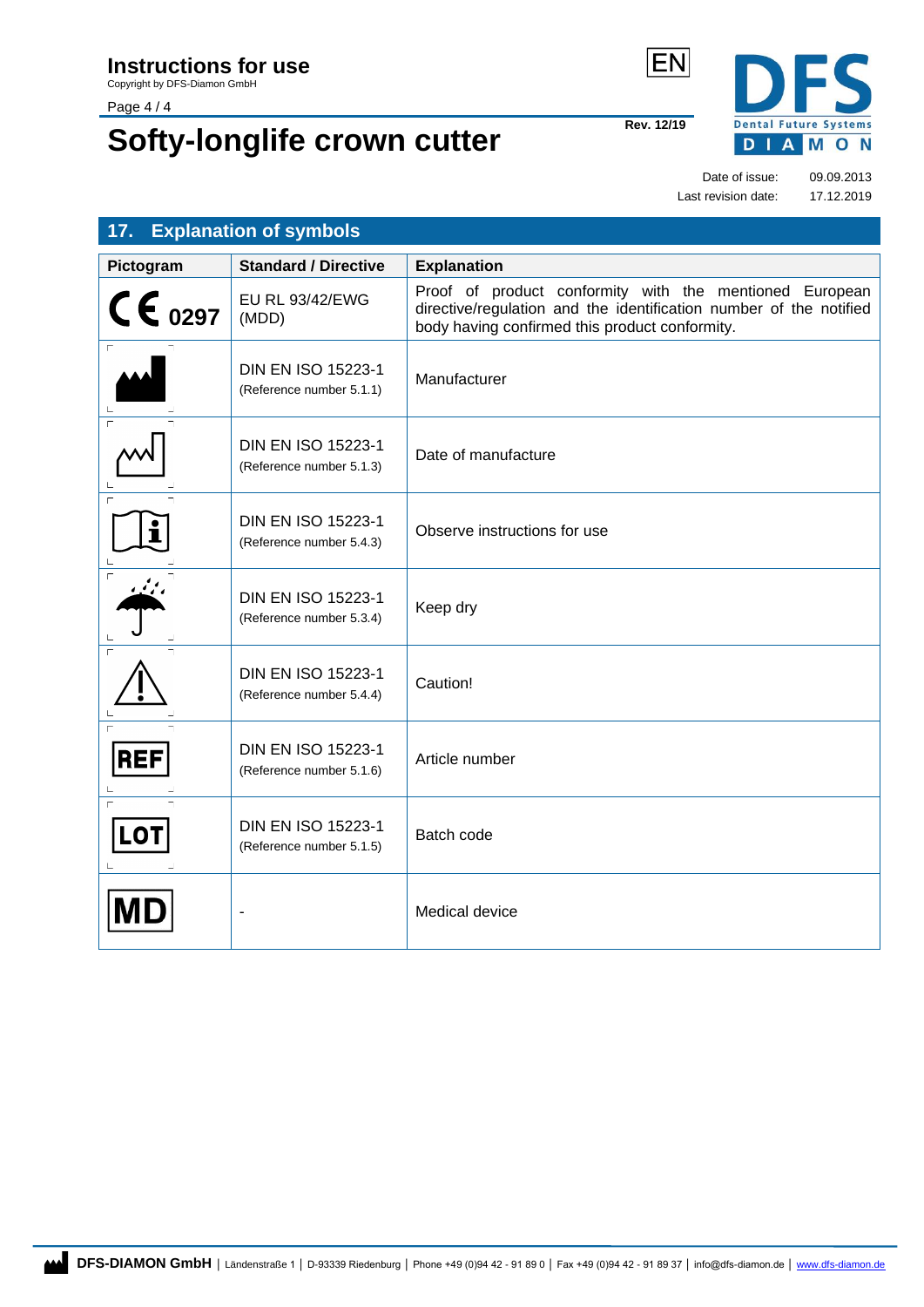## 17. Explanation of symbols

| Pictogram | Standard / Directive | Explanation |
| --- | --- | --- |
| CE 0297 | EU RL 93/42/EWG (MDD) | Proof of product conformity with the mentioned European directive/regulation and the identification number of the notified body having confirmed this product conformity. |
| | DIN EN ISO 15223-1 (Reference number 5.1.1) | Manufacturer |
| | DIN EN ISO 15223-1 (Reference number 5.1.3) | Date of manufacture |
| | DIN EN ISO 15223-1 (Reference number 5.4.3) | Observe instructions for use |
| | DIN EN ISO 15223-1 (Reference number 5.3.4) | Keep dry |
| | DIN EN ISO 15223-1 (Reference number 5.4.4) | Caution! |
| REF | DIN EN ISO 15223-1 (Reference number 5.1.6) | Article number |
| LOT | DIN EN ISO 15223-1 (Reference number 5.1.5) | Batch code |
| MD | - | Medical device |